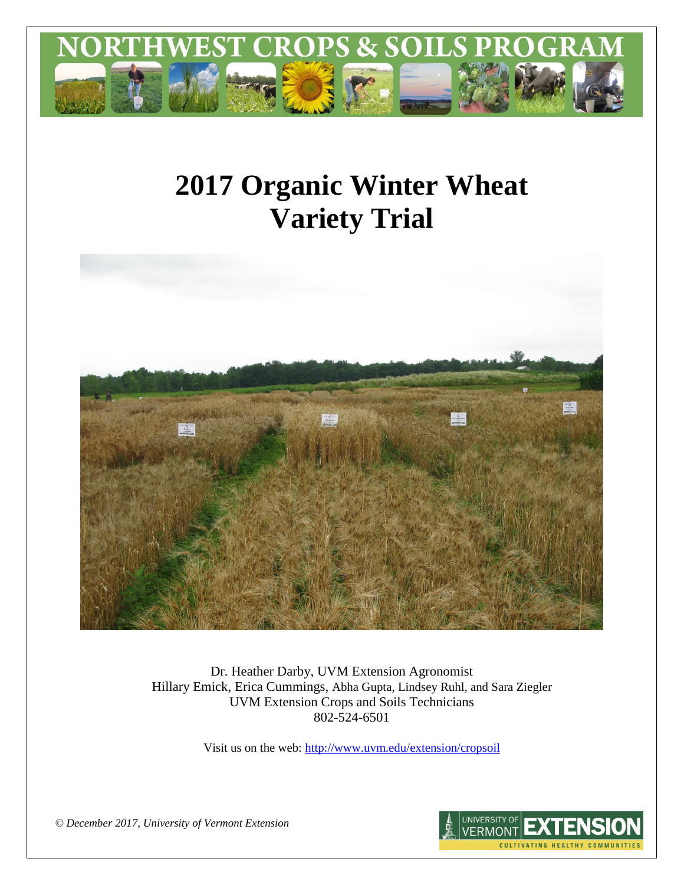# NORTHWEST CROPS & SOILS PROGRAM

# 2017 Organic Winter Wheat Variety Trial

Dr. Heather Darby, UVM Extension Agronomist
Hillary Emick, Erica Cummings, Abha Gupta, Lindsey Ruhl, and Sara Ziegler
UVM Extension Crops and Soils Technicians
802-524-6501

Visit us on the web: http://www.uvm.edu/extension/cropsoil

*© December 2017, University of Vermont Extension*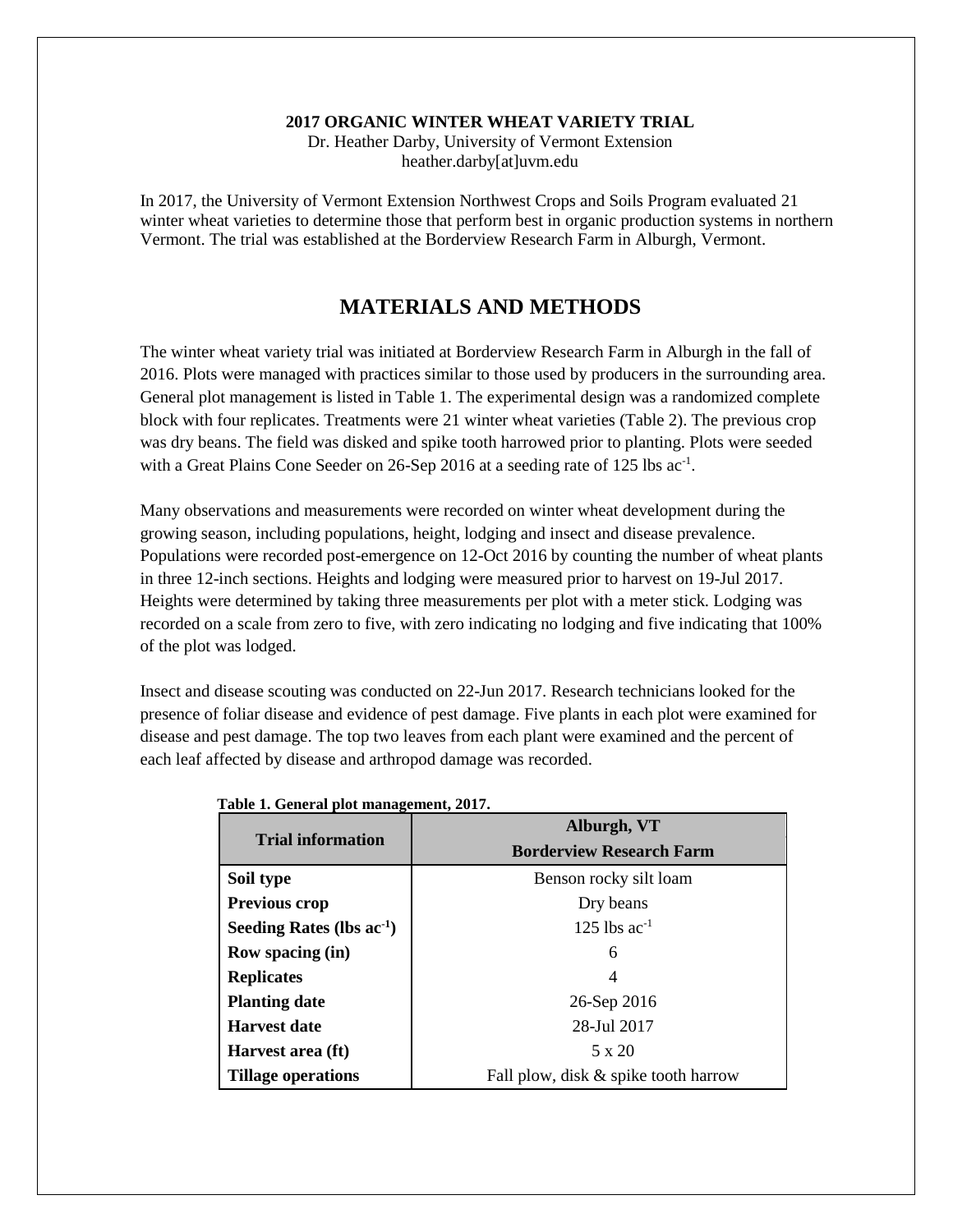**2017 ORGANIC WINTER WHEAT VARIETY TRIAL**

Dr. Heather Darby, University of Vermont Extension
heather.darby[at]uvm.edu

In 2017, the University of Vermont Extension Northwest Crops and Soils Program evaluated 21 winter wheat varieties to determine those that perform best in organic production systems in northern Vermont. The trial was established at the Borderview Research Farm in Alburgh, Vermont.

# MATERIALS AND METHODS

The winter wheat variety trial was initiated at Borderview Research Farm in Alburgh in the fall of 2016. Plots were managed with practices similar to those used by producers in the surrounding area. General plot management is listed in Table 1. The experimental design was a randomized complete block with four replicates. Treatments were 21 winter wheat varieties (Table 2). The previous crop was dry beans. The field was disked and spike tooth harrowed prior to planting. Plots were seeded with a Great Plains Cone Seeder on 26-Sep 2016 at a seeding rate of 125 lbs $ac^{-1}$.

Many observations and measurements were recorded on winter wheat development during the growing season, including populations, height, lodging and insect and disease prevalence. Populations were recorded post-emergence on 12-Oct 2016 by counting the number of wheat plants in three 12-inch sections. Heights and lodging were measured prior to harvest on 19-Jul 2017. Heights were determined by taking three measurements per plot with a meter stick. Lodging was recorded on a scale from zero to five, with zero indicating no lodging and five indicating that 100% of the plot was lodged.

Insect and disease scouting was conducted on 22-Jun 2017. Research technicians looked for the presence of foliar disease and evidence of pest damage. Five plants in each plot were examined for disease and pest damage. The top two leaves from each plant were examined and the percent of each leaf affected by disease and arthropod damage was recorded.

**Table 1. General plot management, 2017.**

| Trial information | Alburgh, VT Borderview Research Farm |
|---|---|
| **Soil type** | Benson rocky silt loam |
| **Previous crop** | Dry beans |
| **Seeding Rates (lbs $ac^{-1}$)** | 125 lbs $ac^{-1}$ |
| **Row spacing (in)** | 6 |
| **Replicates** | 4 |
| **Planting date** | 26-Sep 2016 |
| **Harvest date** | 28-Jul 2017 |
| **Harvest area (ft)** | 5 x 20 |
| **Tillage operations** | Fall plow, disk & spike tooth harrow |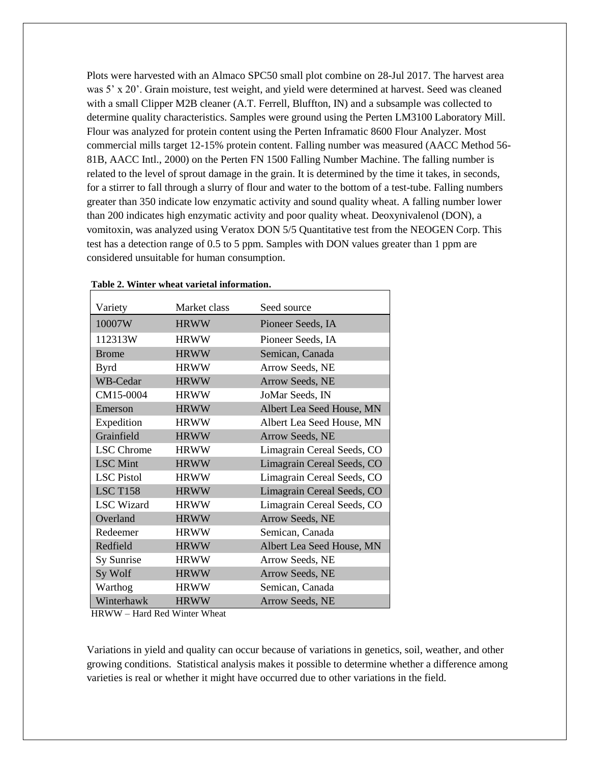Plots were harvested with an Almaco SPC50 small plot combine on 28-Jul 2017. The harvest area was 5' x 20'. Grain moisture, test weight, and yield were determined at harvest. Seed was cleaned with a small Clipper M2B cleaner (A.T. Ferrell, Bluffton, IN) and a subsample was collected to determine quality characteristics. Samples were ground using the Perten LM3100 Laboratory Mill. Flour was analyzed for protein content using the Perten Inframatic 8600 Flour Analyzer. Most commercial mills target 12-15% protein content. Falling number was measured (AACC Method 56-81B, AACC Intl., 2000) on the Perten FN 1500 Falling Number Machine. The falling number is related to the level of sprout damage in the grain. It is determined by the time it takes, in seconds, for a stirrer to fall through a slurry of flour and water to the bottom of a test-tube. Falling numbers greater than 350 indicate low enzymatic activity and sound quality wheat. A falling number lower than 200 indicates high enzymatic activity and poor quality wheat. Deoxynivalenol (DON), a vomitoxin, was analyzed using Veratox DON 5/5 Quantitative test from the NEOGEN Corp. This test has a detection range of 0.5 to 5 ppm. Samples with DON values greater than 1 ppm are considered unsuitable for human consumption.

**Table 2. Winter wheat varietal information.**

| Variety | Market class | Seed source |
|---|---|---|
| 10007W | HRWW | Pioneer Seeds, IA |
| 112313W | HRWW | Pioneer Seeds, IA |
| Brome | HRWW | Semican, Canada |
| Byrd | HRWW | Arrow Seeds, NE |
| WB-Cedar | HRWW | Arrow Seeds, NE |
| CM15-0004 | HRWW | JoMar Seeds, IN |
| Emerson | HRWW | Albert Lea Seed House, MN |
| Expedition | HRWW | Albert Lea Seed House, MN |
| Grainfield | HRWW | Arrow Seeds, NE |
| LSC Chrome | HRWW | Limagrain Cereal Seeds, CO |
| LSC Mint | HRWW | Limagrain Cereal Seeds, CO |
| LSC Pistol | HRWW | Limagrain Cereal Seeds, CO |
| LSC T158 | HRWW | Limagrain Cereal Seeds, CO |
| LSC Wizard | HRWW | Limagrain Cereal Seeds, CO |
| Overland | HRWW | Arrow Seeds, NE |
| Redeemer | HRWW | Semican, Canada |
| Redfield | HRWW | Albert Lea Seed House, MN |
| Sy Sunrise | HRWW | Arrow Seeds, NE |
| Sy Wolf | HRWW | Arrow Seeds, NE |
| Warthog | HRWW | Semican, Canada |
| Winterhawk | HRWW | Arrow Seeds, NE |

HRWW – Hard Red Winter Wheat

Variations in yield and quality can occur because of variations in genetics, soil, weather, and other growing conditions. Statistical analysis makes it possible to determine whether a difference among varieties is real or whether it might have occurred due to other variations in the field.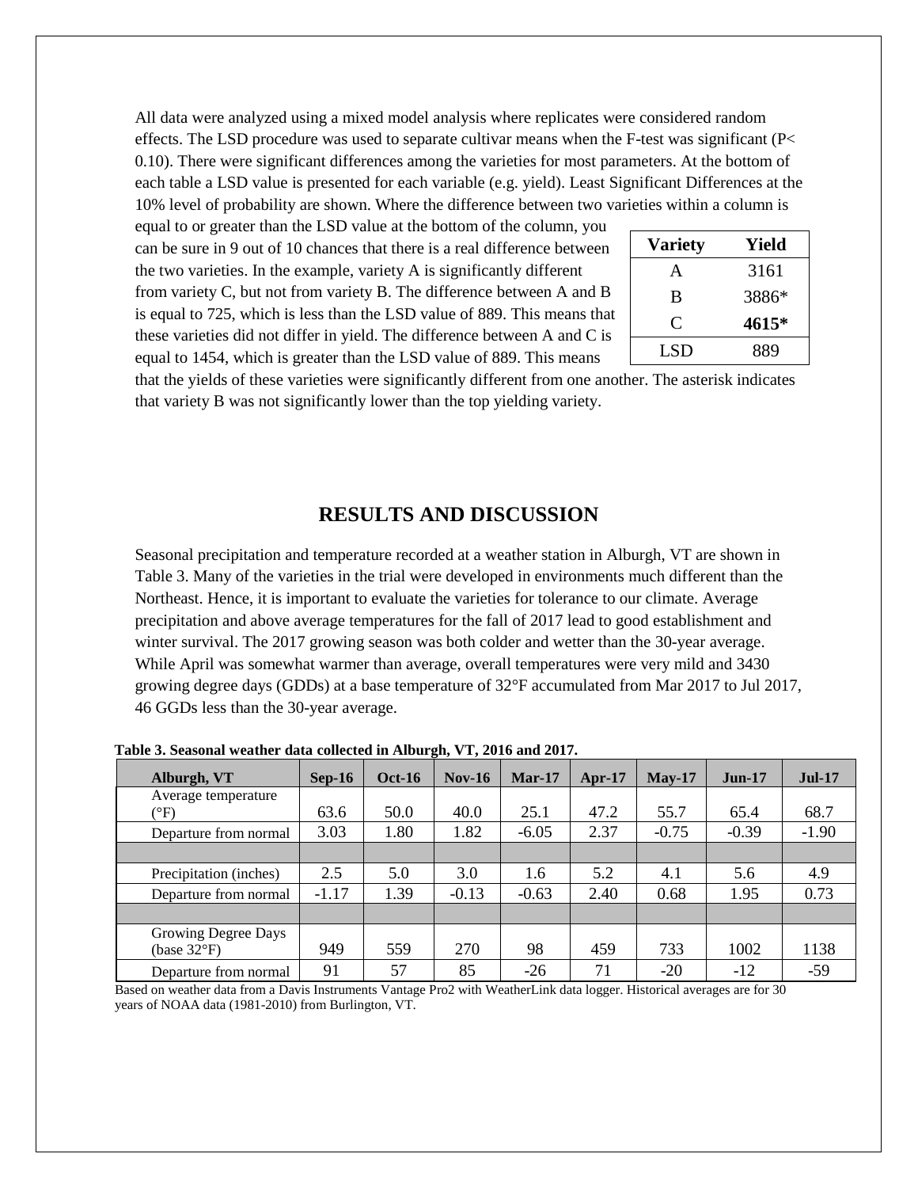All data were analyzed using a mixed model analysis where replicates were considered random effects. The LSD procedure was used to separate cultivar means when the F-test was significant ($P < 0.10$). There were significant differences among the varieties for most parameters. At the bottom of each table a LSD value is presented for each variable (e.g. yield). Least Significant Differences at the 10% level of probability are shown. Where the difference between two varieties within a column is equal to or greater than the LSD value at the bottom of the column, you can be sure in 9 out of 10 chances that there is a real difference between the two varieties. In the example, variety A is significantly different from variety C, but not from variety B. The difference between A and B is equal to 725, which is less than the LSD value of 889. This means that these varieties did not differ in yield. The difference between A and C is equal to 1454, which is greater than the LSD value of 889. This means that the yields of these varieties were significantly different from one another. The asterisk indicates that variety B was not significantly lower than the top yielding variety.

| Variety | Yield |
|---|---|
| A | 3161 |
| B | 3886* |
| C | **4615*** |
| LSD | 889 |

# RESULTS AND DISCUSSION

Seasonal precipitation and temperature recorded at a weather station in Alburgh, VT are shown in Table 3. Many of the varieties in the trial were developed in environments much different than the Northeast. Hence, it is important to evaluate the varieties for tolerance to our climate. Average precipitation and above average temperatures for the fall of 2017 lead to good establishment and winter survival. The 2017 growing season was both colder and wetter than the 30-year average. While April was somewhat warmer than average, overall temperatures were very mild and 3430 growing degree days (GDDs) at a base temperature of 32°F accumulated from Mar 2017 to Jul 2017, 46 GGDs less than the 30-year average.

**Table 3. Seasonal weather data collected in Alburgh, VT, 2016 and 2017.**

| Alburgh, VT | Sep-16 | Oct-16 | Nov-16 | Mar-17 | Apr-17 | May-17 | Jun-17 | Jul-17 |
|---|---|---|---|---|---|---|---|---|
| Average temperature (°F) | 63.6 | 50.0 | 40.0 | 25.1 | 47.2 | 55.7 | 65.4 | 68.7 |
| Departure from normal | 3.03 | 1.80 | 1.82 | -6.05 | 2.37 | -0.75 | -0.39 | -1.90 |
| | | | | | | | | |
| Precipitation (inches) | 2.5 | 5.0 | 3.0 | 1.6 | 5.2 | 4.1 | 5.6 | 4.9 |
| Departure from normal | -1.17 | 1.39 | -0.13 | -0.63 | 2.40 | 0.68 | 1.95 | 0.73 |
| | | | | | | | | |
| Growing Degree Days (base 32°F) | 949 | 559 | 270 | 98 | 459 | 733 | 1002 | 1138 |
| Departure from normal | 91 | 57 | 85 | -26 | 71 | -20 | -12 | -59 |

Based on weather data from a Davis Instruments Vantage Pro2 with WeatherLink data logger. Historical averages are for 30 years of NOAA data (1981-2010) from Burlington, VT.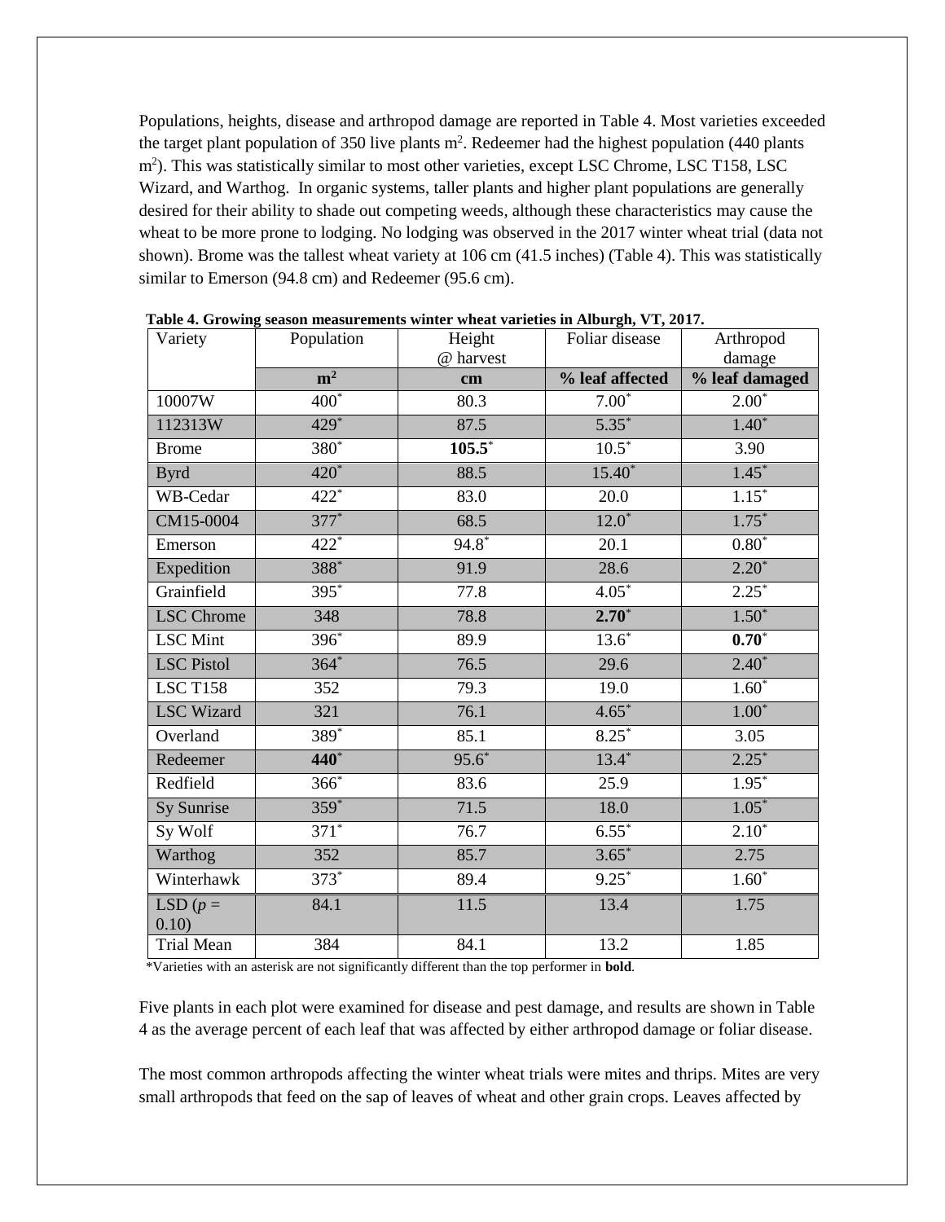Populations, heights, disease and arthropod damage are reported in Table 4. Most varieties exceeded the target plant population of 350 live plants $m^2$. Redeemer had the highest population (440 plants $m^2$). This was statistically similar to most other varieties, except LSC Chrome, LSC T158, LSC Wizard, and Warthog.  In organic systems, taller plants and higher plant populations are generally desired for their ability to shade out competing weeds, although these characteristics may cause the wheat to be more prone to lodging. No lodging was observed in the 2017 winter wheat trial (data not shown). Brome was the tallest wheat variety at 106 cm (41.5 inches) (Table 4). This was statistically similar to Emerson (94.8 cm) and Redeemer (95.6 cm).

**Table 4. Growing season measurements winter wheat varieties in Alburgh, VT, 2017.**

| Variety | Population | Height @ harvest | Foliar disease | Arthropod damage |
|---|---|---|---|---|
| | **$m^2$** | **cm** | **% leaf affected** | **% leaf damaged** |
| 10007W | 400* | 80.3 | 7.00* | 2.00* |
| 112313W | 429* | 87.5 | 5.35* | 1.40* |
| Brome | 380* | **105.5*** | 10.5* | 3.90 |
| Byrd | 420* | 88.5 | 15.40* | 1.45* |
| WB-Cedar | 422* | 83.0 | 20.0 | 1.15* |
| CM15-0004 | 377* | 68.5 | 12.0* | 1.75* |
| Emerson | 422* | 94.8* | 20.1 | 0.80* |
| Expedition | 388* | 91.9 | 28.6 | 2.20* |
| Grainfield | 395* | 77.8 | 4.05* | 2.25* |
| LSC Chrome | 348 | 78.8 | **2.70*** | 1.50* |
| LSC Mint | 396* | 89.9 | 13.6* | **0.70*** |
| LSC Pistol | 364* | 76.5 | 29.6 | 2.40* |
| LSC T158 | 352 | 79.3 | 19.0 | 1.60* |
| LSC Wizard | 321 | 76.1 | 4.65* | 1.00* |
| Overland | 389* | 85.1 | 8.25* | 3.05 |
| Redeemer | **440*** | 95.6* | 13.4* | 2.25* |
| Redfield | 366* | 83.6 | 25.9 | 1.95* |
| Sy Sunrise | 359* | 71.5 | 18.0 | 1.05* |
| Sy Wolf | 371* | 76.7 | 6.55* | 2.10* |
| Warthog | 352 | 85.7 | 3.65* | 2.75 |
| Winterhawk | 373* | 89.4 | 9.25* | 1.60* |
| LSD ($p$ = 0.10) | 84.1 | 11.5 | 13.4 | 1.75 |
| Trial Mean | 384 | 84.1 | 13.2 | 1.85 |

*Varieties with an asterisk are not significantly different than the top performer in **bold**.

Five plants in each plot were examined for disease and pest damage, and results are shown in Table 4 as the average percent of each leaf that was affected by either arthropod damage or foliar disease.

The most common arthropods affecting the winter wheat trials were mites and thrips. Mites are very small arthropods that feed on the sap of leaves of wheat and other grain crops. Leaves affected by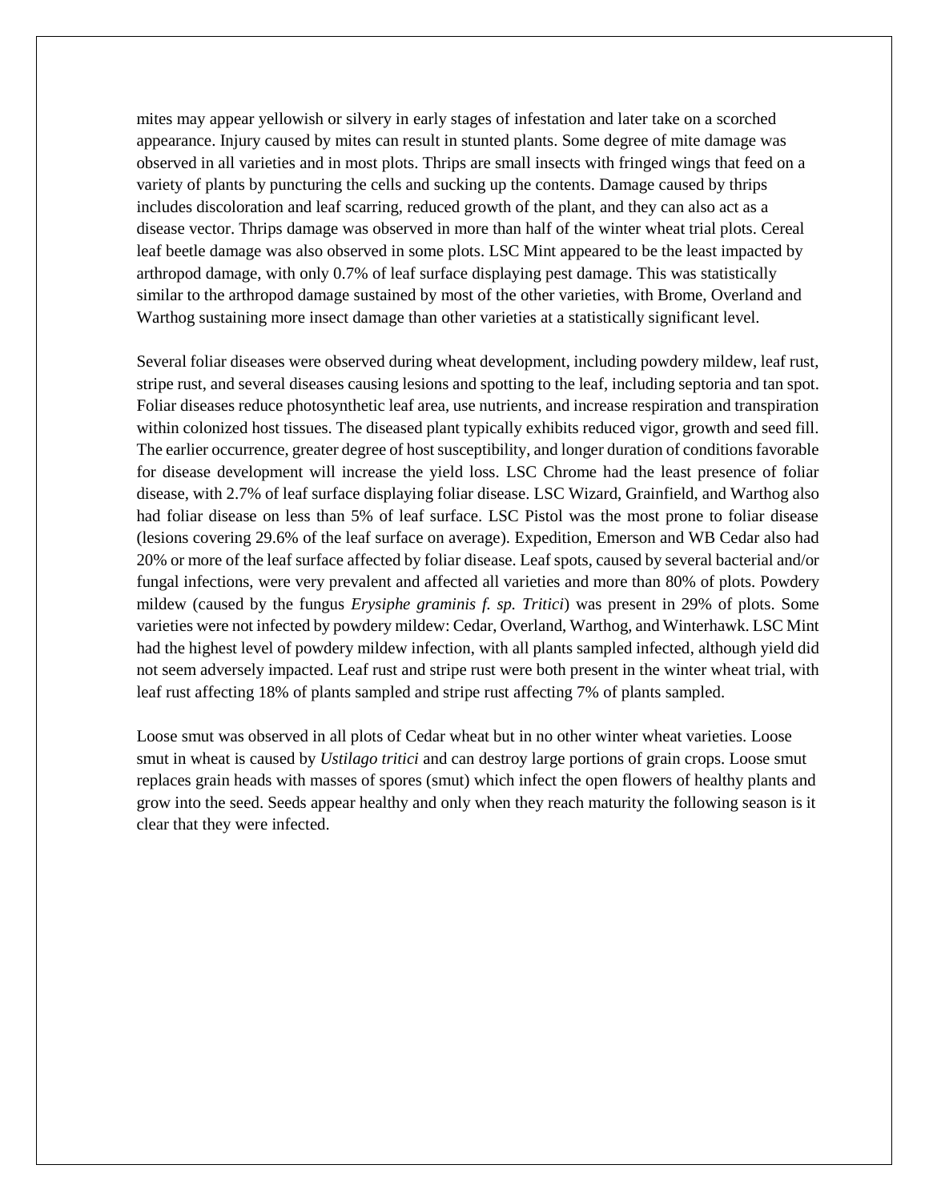mites may appear yellowish or silvery in early stages of infestation and later take on a scorched appearance. Injury caused by mites can result in stunted plants. Some degree of mite damage was observed in all varieties and in most plots. Thrips are small insects with fringed wings that feed on a variety of plants by puncturing the cells and sucking up the contents. Damage caused by thrips includes discoloration and leaf scarring, reduced growth of the plant, and they can also act as a disease vector. Thrips damage was observed in more than half of the winter wheat trial plots. Cereal leaf beetle damage was also observed in some plots. LSC Mint appeared to be the least impacted by arthropod damage, with only 0.7% of leaf surface displaying pest damage. This was statistically similar to the arthropod damage sustained by most of the other varieties, with Brome, Overland and Warthog sustaining more insect damage than other varieties at a statistically significant level.

Several foliar diseases were observed during wheat development, including powdery mildew, leaf rust, stripe rust, and several diseases causing lesions and spotting to the leaf, including septoria and tan spot. Foliar diseases reduce photosynthetic leaf area, use nutrients, and increase respiration and transpiration within colonized host tissues. The diseased plant typically exhibits reduced vigor, growth and seed fill. The earlier occurrence, greater degree of host susceptibility, and longer duration of conditions favorable for disease development will increase the yield loss. LSC Chrome had the least presence of foliar disease, with 2.7% of leaf surface displaying foliar disease. LSC Wizard, Grainfield, and Warthog also had foliar disease on less than 5% of leaf surface. LSC Pistol was the most prone to foliar disease (lesions covering 29.6% of the leaf surface on average). Expedition, Emerson and WB Cedar also had 20% or more of the leaf surface affected by foliar disease. Leaf spots, caused by several bacterial and/or fungal infections, were very prevalent and affected all varieties and more than 80% of plots. Powdery mildew (caused by the fungus *Erysiphe graminis f. sp. Tritici*) was present in 29% of plots. Some varieties were not infected by powdery mildew: Cedar, Overland, Warthog, and Winterhawk. LSC Mint had the highest level of powdery mildew infection, with all plants sampled infected, although yield did not seem adversely impacted. Leaf rust and stripe rust were both present in the winter wheat trial, with leaf rust affecting 18% of plants sampled and stripe rust affecting 7% of plants sampled.

Loose smut was observed in all plots of Cedar wheat but in no other winter wheat varieties. Loose smut in wheat is caused by *Ustilago tritici* and can destroy large portions of grain crops. Loose smut replaces grain heads with masses of spores (smut) which infect the open flowers of healthy plants and grow into the seed. Seeds appear healthy and only when they reach maturity the following season is it clear that they were infected.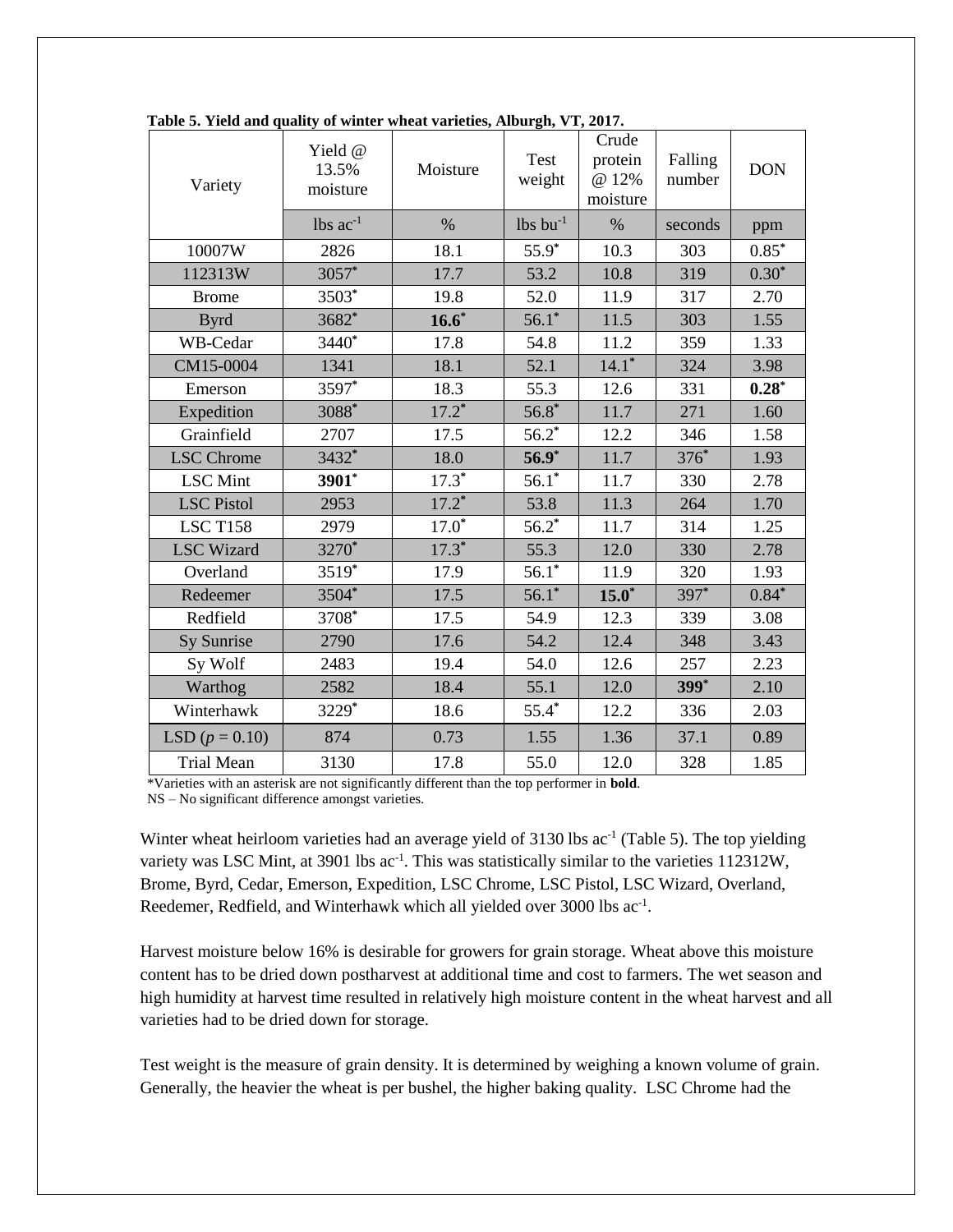**Table 5. Yield and quality of winter wheat varieties, Alburgh, VT, 2017.**

| Variety | Yield @ 13.5% moisture | Moisture | Test weight | Crude protein @ 12% moisture | Falling number | DON |
|---|---|---|---|---|---|---|
| | lbs ac$^{-1}$ | % | lbs bu$^{-1}$ | % | seconds | ppm |
| 10007W | 2826 | 18.1 | 55.9* | 10.3 | 303 | 0.85* |
| 112313W | 3057* | 17.7 | 53.2 | 10.8 | 319 | 0.30* |
| Brome | 3503* | 19.8 | 52.0 | 11.9 | 317 | 2.70 |
| Byrd | 3682* | **16.6*** | 56.1* | 11.5 | 303 | 1.55 |
| WB-Cedar | 3440* | 17.8 | 54.8 | 11.2 | 359 | 1.33 |
| CM15-0004 | 1341 | 18.1 | 52.1 | 14.1* | 324 | 3.98 |
| Emerson | 3597* | 18.3 | 55.3 | 12.6 | 331 | **0.28*** |
| Expedition | 3088* | 17.2* | 56.8* | 11.7 | 271 | 1.60 |
| Grainfield | 2707 | 17.5 | 56.2* | 12.2 | 346 | 1.58 |
| LSC Chrome | 3432* | 18.0 | **56.9*** | 11.7 | 376* | 1.93 |
| LSC Mint | **3901*** | 17.3* | 56.1* | 11.7 | 330 | 2.78 |
| LSC Pistol | 2953 | 17.2* | 53.8 | 11.3 | 264 | 1.70 |
| LSC T158 | 2979 | 17.0* | 56.2* | 11.7 | 314 | 1.25 |
| LSC Wizard | 3270* | 17.3* | 55.3 | 12.0 | 330 | 2.78 |
| Overland | 3519* | 17.9 | 56.1* | 11.9 | 320 | 1.93 |
| Redeemer | 3504* | 17.5 | 56.1* | **15.0*** | 397* | 0.84* |
| Redfield | 3708* | 17.5 | 54.9 | 12.3 | 339 | 3.08 |
| Sy Sunrise | 2790 | 17.6 | 54.2 | 12.4 | 348 | 3.43 |
| Sy Wolf | 2483 | 19.4 | 54.0 | 12.6 | 257 | 2.23 |
| Warthog | 2582 | 18.4 | 55.1 | 12.0 | **399*** | 2.10 |
| Winterhawk | 3229* | 18.6 | 55.4* | 12.2 | 336 | 2.03 |
| LSD ($p$ = 0.10) | 874 | 0.73 | 1.55 | 1.36 | 37.1 | 0.89 |
| Trial Mean | 3130 | 17.8 | 55.0 | 12.0 | 328 | 1.85 |

*Varieties with an asterisk are not significantly different than the top performer in **bold**.
NS – No significant difference amongst varieties.

Winter wheat heirloom varieties had an average yield of 3130 lbs ac$^{-1}$ (Table 5). The top yielding variety was LSC Mint, at 3901 lbs ac$^{-1}$. This was statistically similar to the varieties 112312W, Brome, Byrd, Cedar, Emerson, Expedition, LSC Chrome, LSC Pistol, LSC Wizard, Overland, Reedemer, Redfield, and Winterhawk which all yielded over 3000 lbs ac$^{-1}$.

Harvest moisture below 16% is desirable for growers for grain storage. Wheat above this moisture content has to be dried down postharvest at additional time and cost to farmers. The wet season and high humidity at harvest time resulted in relatively high moisture content in the wheat harvest and all varieties had to be dried down for storage.

Test weight is the measure of grain density. It is determined by weighing a known volume of grain. Generally, the heavier the wheat is per bushel, the higher baking quality. LSC Chrome had the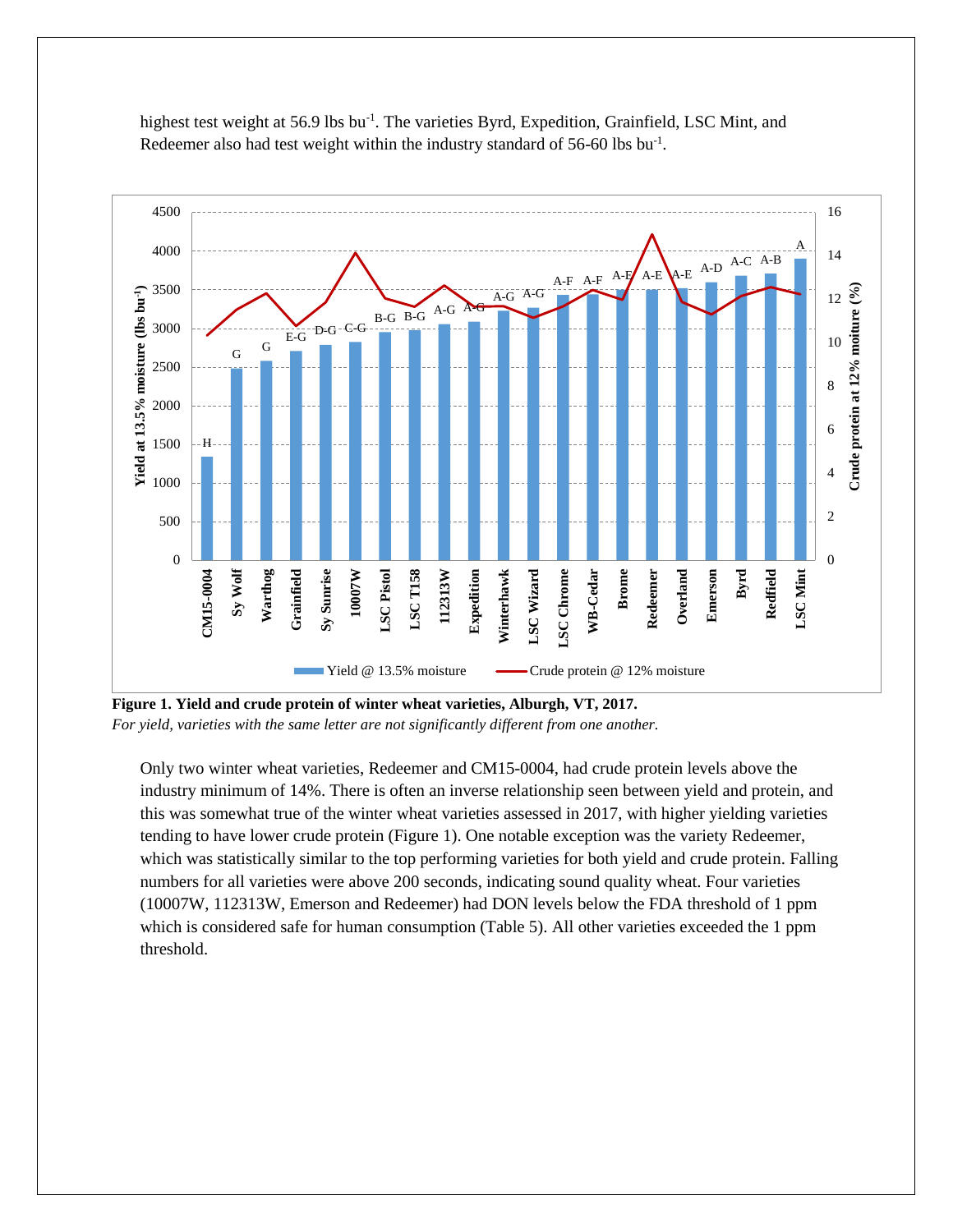highest test weight at 56.9 lbs bu$^{-1}$. The varieties Byrd, Expedition, Grainfield, LSC Mint, and Redeemer also had test weight within the industry standard of 56-60 lbs bu$^{-1}$.

**Figure 1. Yield and crude protein of winter wheat varieties, Alburgh, VT, 2017.**
*For yield, varieties with the same letter are not significantly different from one another.*

Only two winter wheat varieties, Redeemer and CM15-0004, had crude protein levels above the industry minimum of 14%. There is often an inverse relationship seen between yield and protein, and this was somewhat true of the winter wheat varieties assessed in 2017, with higher yielding varieties tending to have lower crude protein (Figure 1). One notable exception was the variety Redeemer, which was statistically similar to the top performing varieties for both yield and crude protein. Falling numbers for all varieties were above 200 seconds, indicating sound quality wheat. Four varieties (10007W, 112313W, Emerson and Redeemer) had DON levels below the FDA threshold of 1 ppm which is considered safe for human consumption (Table 5). All other varieties exceeded the 1 ppm threshold.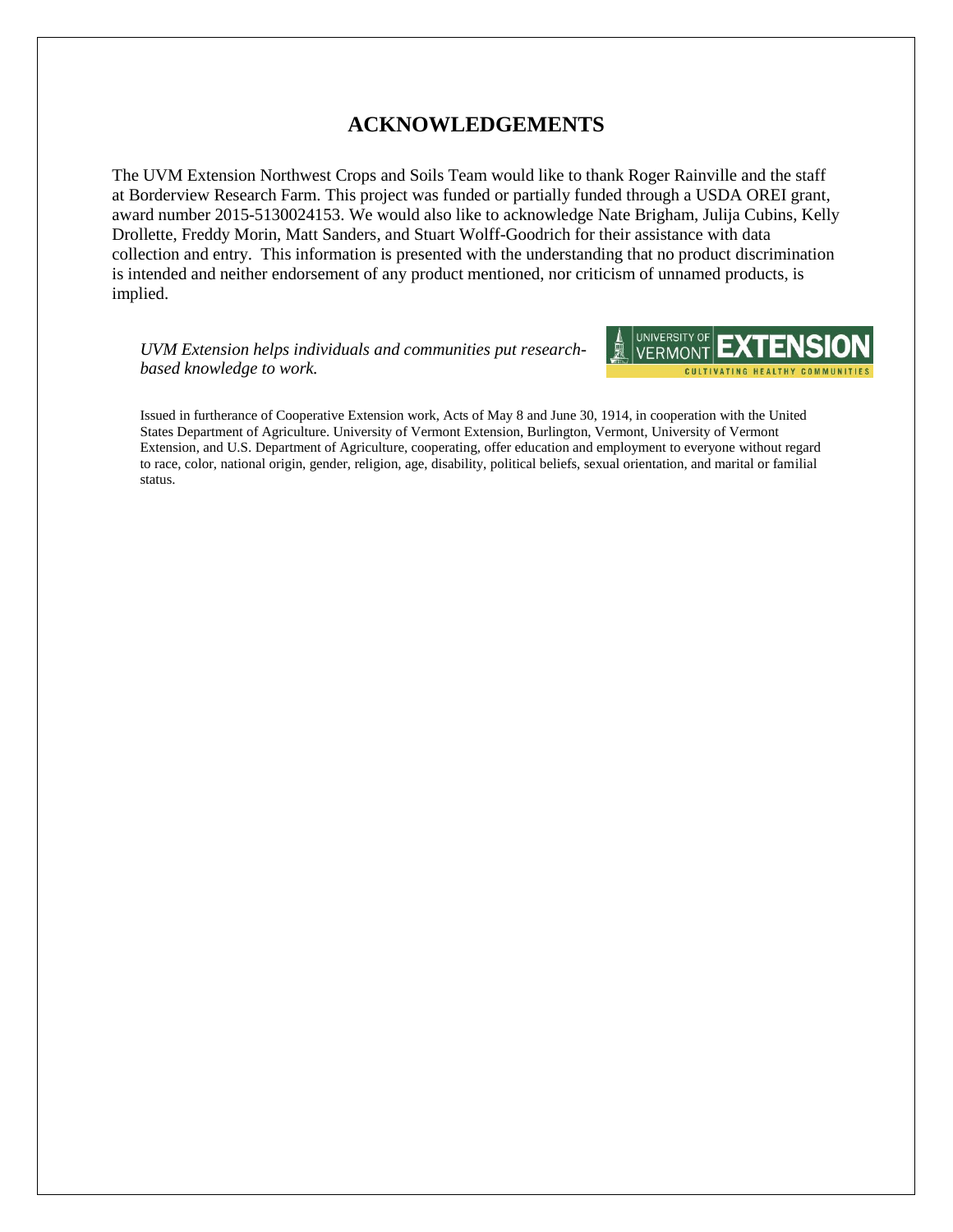## ACKNOWLEDGEMENTS

The UVM Extension Northwest Crops and Soils Team would like to thank Roger Rainville and the staff at Borderview Research Farm. This project was funded or partially funded through a USDA OREI grant, award number 2015-5130024153. We would also like to acknowledge Nate Brigham, Julija Cubins, Kelly Drollette, Freddy Morin, Matt Sanders, and Stuart Wolff-Goodrich for their assistance with data collection and entry. This information is presented with the understanding that no product discrimination is intended and neither endorsement of any product mentioned, nor criticism of unnamed products, is implied.

*UVM Extension helps individuals and communities put research-based knowledge to work.*

UNIVERSITY OF VERMONT EXTENSION
CULTIVATING HEALTHY COMMUNITIES

Issued in furtherance of Cooperative Extension work, Acts of May 8 and June 30, 1914, in cooperation with the United States Department of Agriculture. University of Vermont Extension, Burlington, Vermont, University of Vermont Extension, and U.S. Department of Agriculture, cooperating, offer education and employment to everyone without regard to race, color, national origin, gender, religion, age, disability, political beliefs, sexual orientation, and marital or familial status.